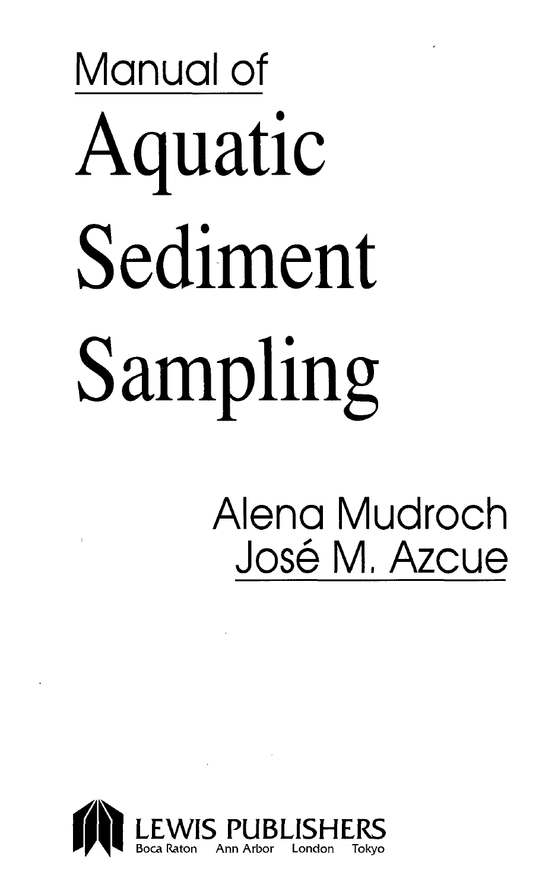Manual of

# Aquatic Sediment Sampling

Alena Mudroch
José M. Azcue

LEWIS PUBLISHERS
Boca Raton Ann Arbor London Tokyo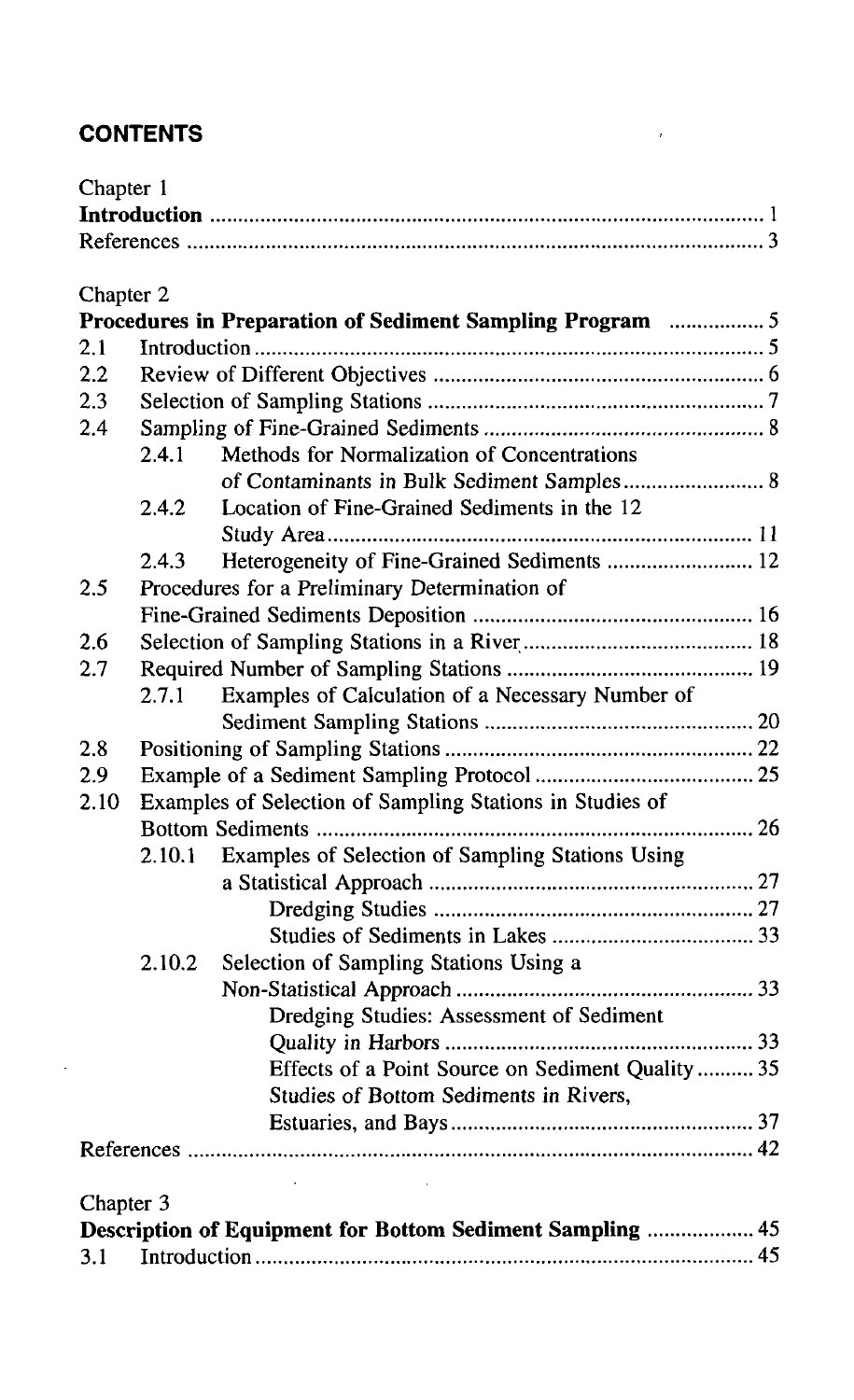## CONTENTS

Chapter 1

**Introduction** .... 1

References .... 3

Chapter 2

**Procedures in Preparation of Sediment Sampling Program** .... 5

- 2.1 Introduction .... 5
- 2.2 Review of Different Objectives .... 6
- 2.3 Selection of Sampling Stations .... 7
- 2.4 Sampling of Fine-Grained Sediments .... 8
  - 2.4.1 Methods for Normalization of Concentrations of Contaminants in Bulk Sediment Samples .... 8
  - 2.4.2 Location of Fine-Grained Sediments in the 12 Study Area .... 11
  - 2.4.3 Heterogeneity of Fine-Grained Sediments .... 12
- 2.5 Procedures for a Preliminary Determination of Fine-Grained Sediments Deposition .... 16
- 2.6 Selection of Sampling Stations in a River .... 18
- 2.7 Required Number of Sampling Stations .... 19
  - 2.7.1 Examples of Calculation of a Necessary Number of Sediment Sampling Stations .... 20
- 2.8 Positioning of Sampling Stations .... 22
- 2.9 Example of a Sediment Sampling Protocol .... 25
- 2.10 Examples of Selection of Sampling Stations in Studies of Bottom Sediments .... 26
  - 2.10.1 Examples of Selection of Sampling Stations Using a Statistical Approach .... 27
    - Dredging Studies .... 27
    - Studies of Sediments in Lakes .... 33
  - 2.10.2 Selection of Sampling Stations Using a Non-Statistical Approach .... 33
    - Dredging Studies: Assessment of Sediment Quality in Harbors .... 33
    - Effects of a Point Source on Sediment Quality .... 35
    - Studies of Bottom Sediments in Rivers, Estuaries, and Bays .... 37

References .... 42

Chapter 3

**Description of Equipment for Bottom Sediment Sampling** .... 45

- 3.1 Introduction .... 45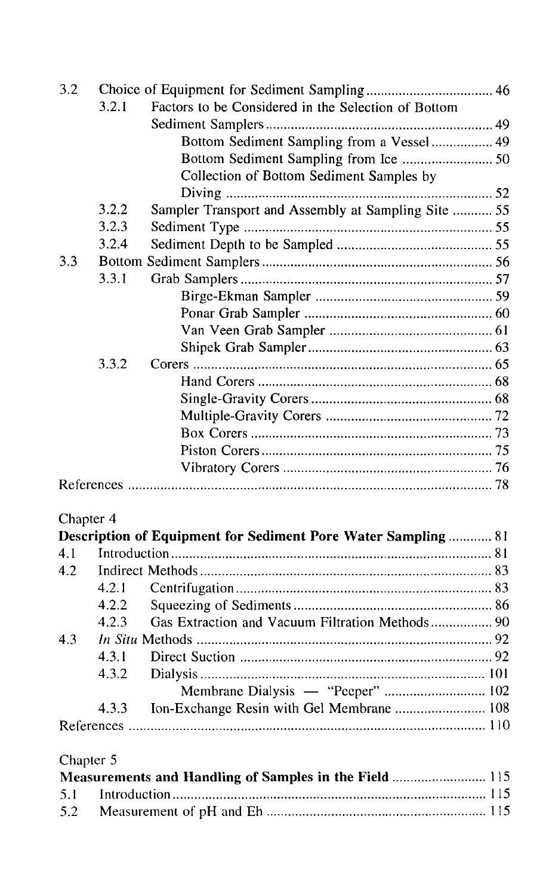| | | | |
|---|---|---|---|
| 3.2 | | Choice of Equipment for Sediment Sampling | 46 |
| | 3.2.1 | Factors to be Considered in the Selection of Bottom Sediment Samplers | 49 |
| | | Bottom Sediment Sampling from a Vessel | 49 |
| | | Bottom Sediment Sampling from Ice | 50 |
| | | Collection of Bottom Sediment Samples by Diving | 52 |
| | 3.2.2 | Sampler Transport and Assembly at Sampling Site | 55 |
| | 3.2.3 | Sediment Type | 55 |
| | 3.2.4 | Sediment Depth to be Sampled | 55 |
| 3.3 | | Bottom Sediment Samplers | 56 |
| | 3.3.1 | Grab Samplers | 57 |
| | | Birge-Ekman Sampler | 59 |
| | | Ponar Grab Sampler | 60 |
| | | Van Veen Grab Sampler | 61 |
| | | Shipek Grab Sampler | 63 |
| | 3.3.2 | Corers | 65 |
| | | Hand Corers | 68 |
| | | Single-Gravity Corers | 68 |
| | | Multiple-Gravity Corers | 72 |
| | | Box Corers | 73 |
| | | Piston Corers | 75 |
| | | Vibratory Corers | 76 |
| References | | | 78 |

Chapter 4

**Description of Equipment for Sediment Pore Water Sampling** ............ 81

| | | | |
|---|---|---|---|
| 4.1 | | Introduction | 81 |
| 4.2 | | Indirect Methods | 83 |
| | 4.2.1 | Centrifugation | 83 |
| | 4.2.2 | Squeezing of Sediments | 86 |
| | 4.2.3 | Gas Extraction and Vacuum Filtration Methods | 90 |
| 4.3 | | *In Situ* Methods | 92 |
| | 4.3.1 | Direct Suction | 92 |
| | 4.3.2 | Dialysis | 101 |
| | | Membrane Dialysis — "Peeper" | 102 |
| | 4.3.3 | Ion-Exchange Resin with Gel Membrane | 108 |
| References | | | 110 |

Chapter 5

**Measurements and Handling of Samples in the Field** .......................... 115

| | | |
|---|---|---|
| 5.1 | Introduction | 115 |
| 5.2 | Measurement of pH and Eh | 115 |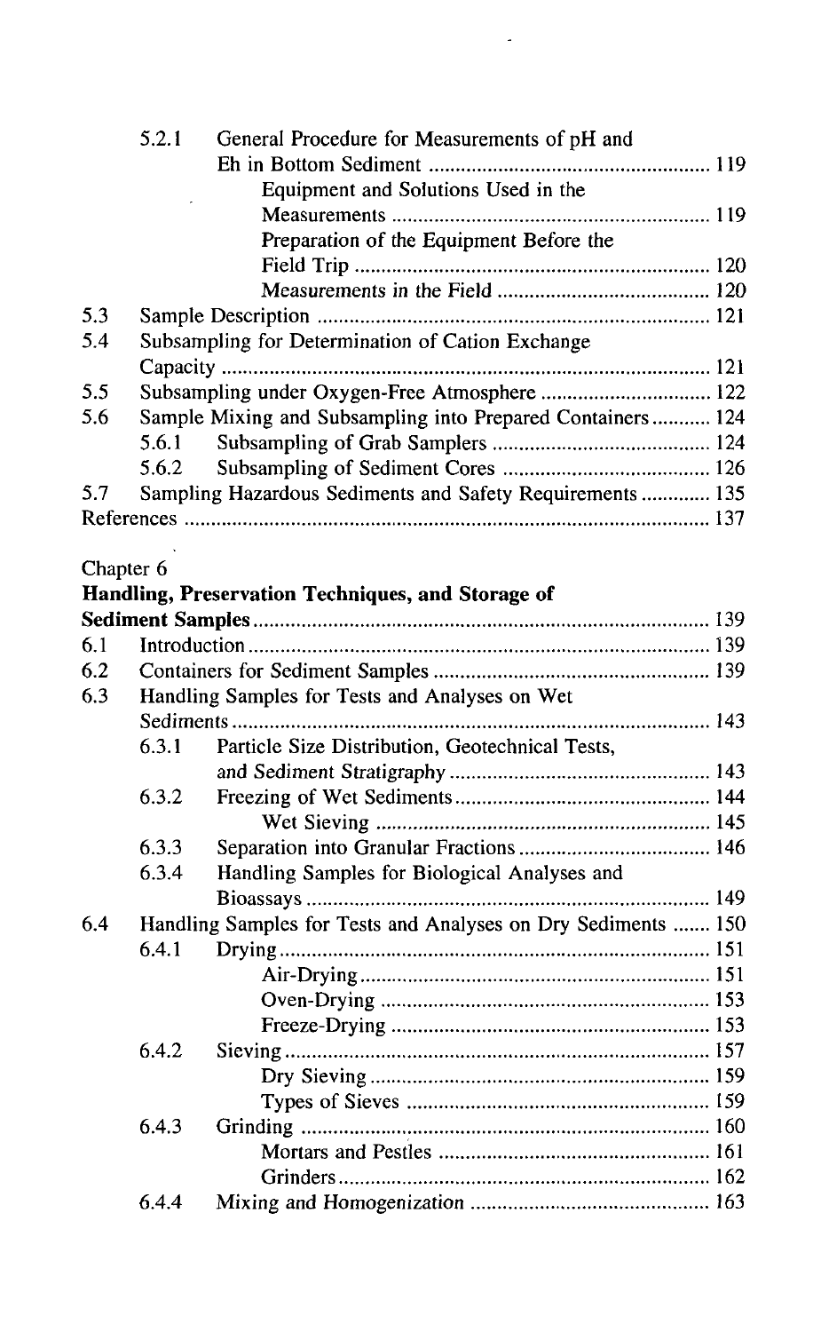5.2.1 General Procedure for Measurements of pH and Eh in Bottom Sediment ..... 119

Equipment and Solutions Used in the Measurements ..... 119

Preparation of the Equipment Before the Field Trip ..... 120

Measurements in the Field ..... 120

5.3 Sample Description ..... 121

5.4 Subsampling for Determination of Cation Exchange Capacity ..... 121

5.5 Subsampling under Oxygen-Free Atmosphere ..... 122

5.6 Sample Mixing and Subsampling into Prepared Containers ..... 124

5.6.1 Subsampling of Grab Samplers ..... 124

5.6.2 Subsampling of Sediment Cores ..... 126

5.7 Sampling Hazardous Sediments and Safety Requirements ..... 135

References ..... 137

Chapter 6

**Handling, Preservation Techniques, and Storage of Sediment Samples** ..... 139

6.1 Introduction ..... 139

6.2 Containers for Sediment Samples ..... 139

6.3 Handling Samples for Tests and Analyses on Wet Sediments ..... 143

6.3.1 Particle Size Distribution, Geotechnical Tests, and Sediment Stratigraphy ..... 143

6.3.2 Freezing of Wet Sediments ..... 144

Wet Sieving ..... 145

6.3.3 Separation into Granular Fractions ..... 146

6.3.4 Handling Samples for Biological Analyses and Bioassays ..... 149

6.4 Handling Samples for Tests and Analyses on Dry Sediments ..... 150

6.4.1 Drying ..... 151

Air-Drying ..... 151

Oven-Drying ..... 153

Freeze-Drying ..... 153

6.4.2 Sieving ..... 157

Dry Sieving ..... 159

Types of Sieves ..... 159

6.4.3 Grinding ..... 160

Mortars and Pestles ..... 161

Grinders ..... 162

6.4.4 Mixing and Homogenization ..... 163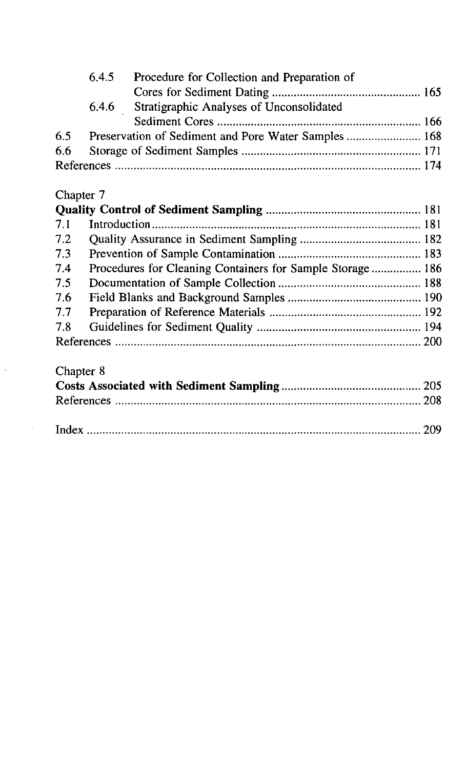- 6.4.5 Procedure for Collection and Preparation of Cores for Sediment Dating ..... 165
- 6.4.6 Stratigraphic Analyses of Unconsolidated Sediment Cores ..... 166

6.5 Preservation of Sediment and Pore Water Samples ..... 168

6.6 Storage of Sediment Samples ..... 171

References ..... 174

Chapter 7

**Quality Control of Sediment Sampling** ..... 181

7.1 Introduction ..... 181

7.2 Quality Assurance in Sediment Sampling ..... 182

7.3 Prevention of Sample Contamination ..... 183

7.4 Procedures for Cleaning Containers for Sample Storage ..... 186

7.5 Documentation of Sample Collection ..... 188

7.6 Field Blanks and Background Samples ..... 190

7.7 Preparation of Reference Materials ..... 192

7.8 Guidelines for Sediment Quality ..... 194

References ..... 200

Chapter 8

**Costs Associated with Sediment Sampling** ..... 205

References ..... 208

Index ..... 209